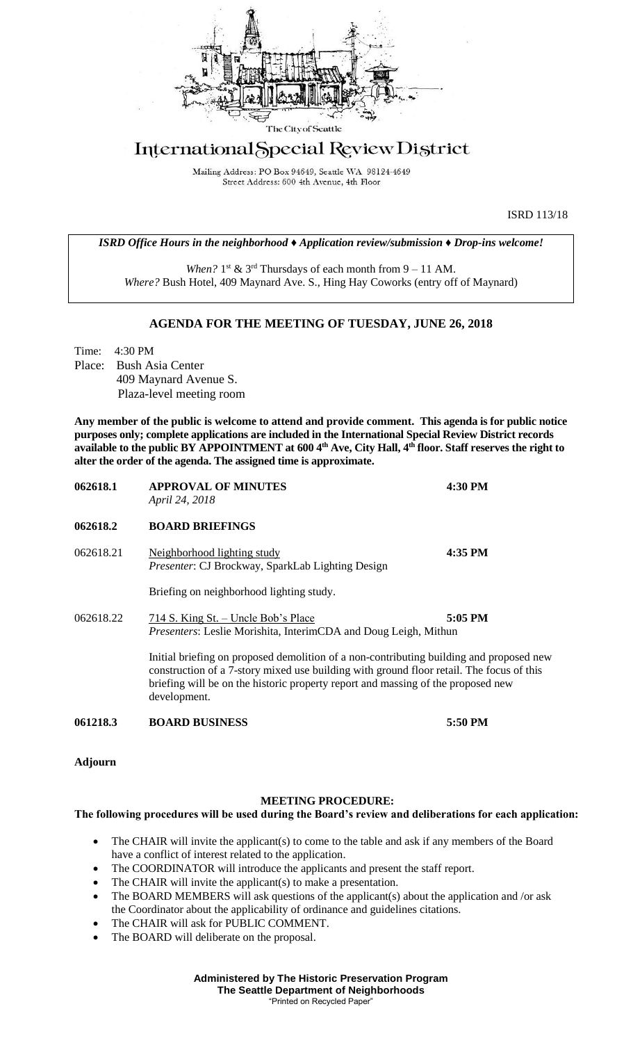The City of Seattle

# International Special Review District

Mailing Address: PO Box 94649, Seattle WA 98124-4649
Street Address: 600 4th Avenue, 4th Floor

ISRD 113/18

***ISRD Office Hours in the neighborhood ♦ Application review/submission ♦ Drop-ins welcome!***

*When?* 1st & 3rd Thursdays of each month from 9 – 11 AM.
*Where?* Bush Hotel, 409 Maynard Ave. S., Hing Hay Coworks (entry off of Maynard)

## AGENDA FOR THE MEETING OF TUESDAY, JUNE 26, 2018

Time: 4:30 PM
Place: Bush Asia Center
409 Maynard Avenue S.
Plaza-level meeting room

**Any member of the public is welcome to attend and provide comment. This agenda is for public notice purposes only; complete applications are included in the International Special Review District records available to the public BY APPOINTMENT at 600 4th Ave, City Hall, 4th floor. Staff reserves the right to alter the order of the agenda. The assigned time is approximate.**

**062618.1 APPROVAL OF MINUTES** **4:30 PM**
*April 24, 2018*

**062618.2 BOARD BRIEFINGS**

062618.21 Neighborhood lighting study **4:35 PM**
*Presenter*: CJ Brockway, SparkLab Lighting Design

Briefing on neighborhood lighting study.

062618.22 714 S. King St. – Uncle Bob's Place **5:05 PM**
*Presenters*: Leslie Morishita, InterimCDA and Doug Leigh, Mithun

Initial briefing on proposed demolition of a non-contributing building and proposed new construction of a 7-story mixed use building with ground floor retail. The focus of this briefing will be on the historic property report and massing of the proposed new development.

**061218.3 BOARD BUSINESS** **5:50 PM**

**Adjourn**

### MEETING PROCEDURE:

**The following procedures will be used during the Board's review and deliberations for each application:**

- The CHAIR will invite the applicant(s) to come to the table and ask if any members of the Board have a conflict of interest related to the application.
- The COORDINATOR will introduce the applicants and present the staff report.
- The CHAIR will invite the applicant(s) to make a presentation.
- The BOARD MEMBERS will ask questions of the applicant(s) about the application and /or ask the Coordinator about the applicability of ordinance and guidelines citations.
- The CHAIR will ask for PUBLIC COMMENT.
- The BOARD will deliberate on the proposal.

**Administered by The Historic Preservation Program**
**The Seattle Department of Neighborhoods**
"Printed on Recycled Paper"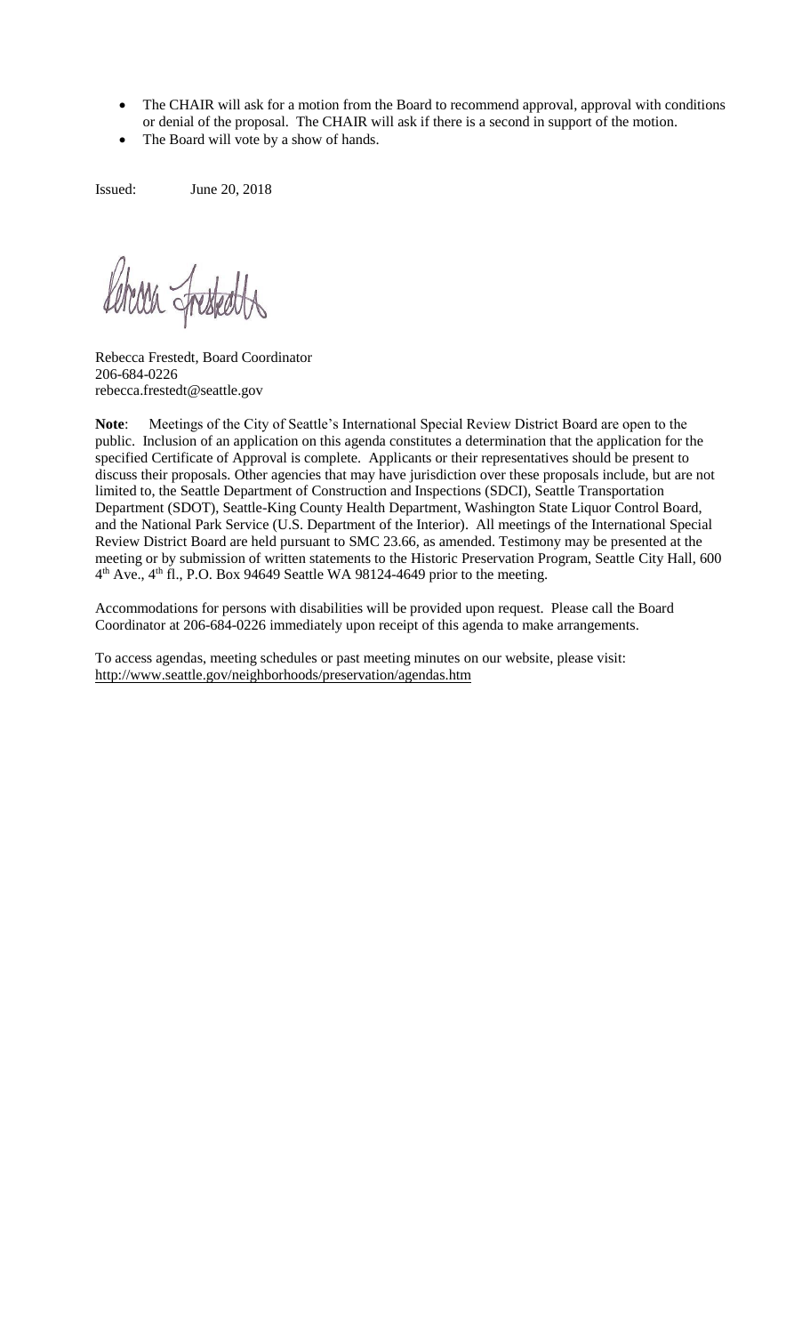- The CHAIR will ask for a motion from the Board to recommend approval, approval with conditions or denial of the proposal. The CHAIR will ask if there is a second in support of the motion.
- The Board will vote by a show of hands.

Issued: June 20, 2018

Rebecca Frestedt, Board Coordinator
206-684-0226
rebecca.frestedt@seattle.gov

**Note**: Meetings of the City of Seattle's International Special Review District Board are open to the public. Inclusion of an application on this agenda constitutes a determination that the application for the specified Certificate of Approval is complete. Applicants or their representatives should be present to discuss their proposals. Other agencies that may have jurisdiction over these proposals include, but are not limited to, the Seattle Department of Construction and Inspections (SDCI), Seattle Transportation Department (SDOT), Seattle-King County Health Department, Washington State Liquor Control Board, and the National Park Service (U.S. Department of the Interior). All meetings of the International Special Review District Board are held pursuant to SMC 23.66, as amended. Testimony may be presented at the meeting or by submission of written statements to the Historic Preservation Program, Seattle City Hall, 600 4th Ave., 4th fl., P.O. Box 94649 Seattle WA 98124-4649 prior to the meeting.

Accommodations for persons with disabilities will be provided upon request. Please call the Board Coordinator at 206-684-0226 immediately upon receipt of this agenda to make arrangements.

To access agendas, meeting schedules or past meeting minutes on our website, please visit: http://www.seattle.gov/neighborhoods/preservation/agendas.htm